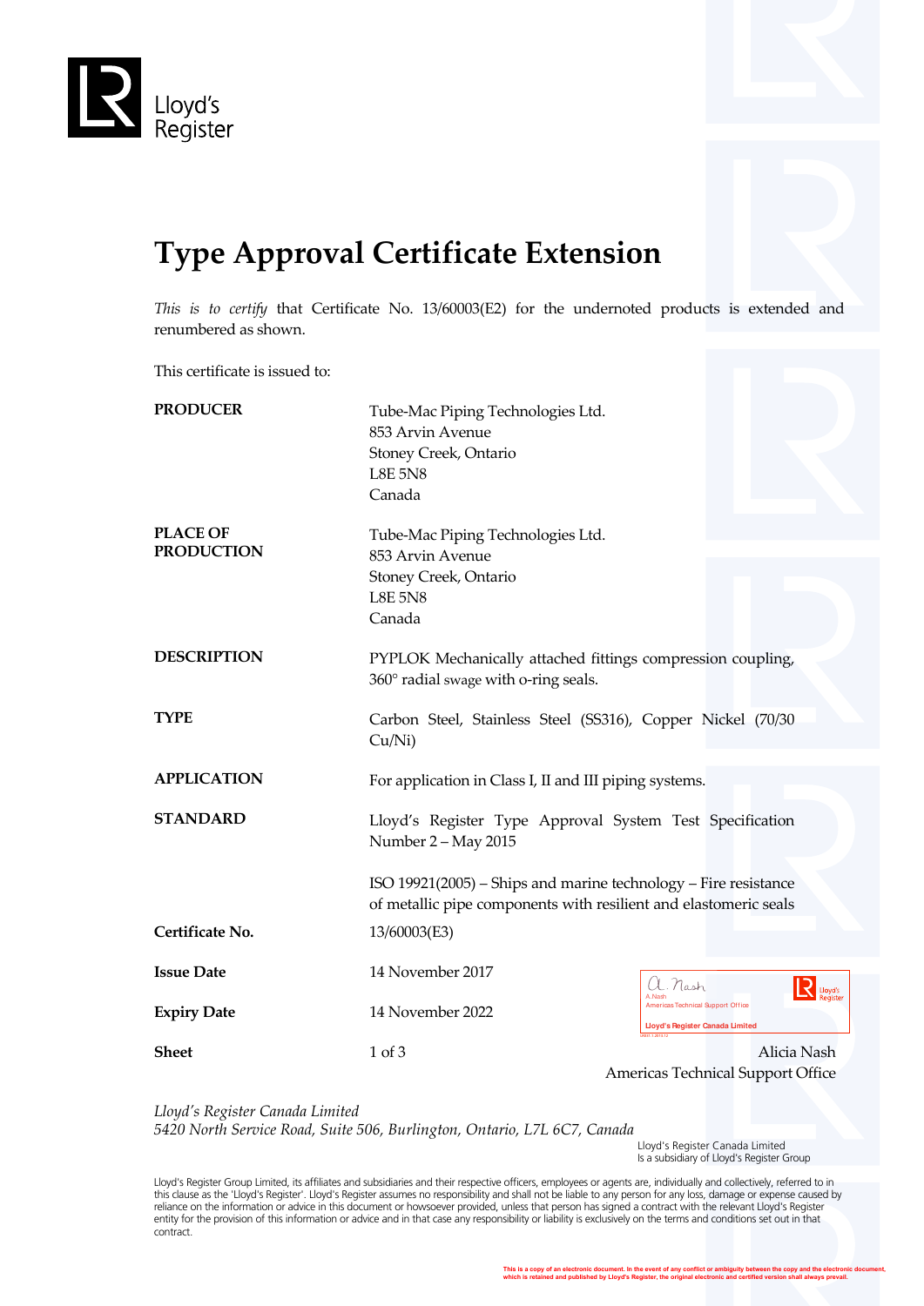Lloyd's Register

# Type Approval Certificate Extension

*This is to certify* that Certificate No. 13/60003(E2) for the undernoted products is extended and renumbered as shown.

This certificate is issued to:

| | |
|---|---|
| **PRODUCER** | Tube-Mac Piping Technologies Ltd.<br>853 Arvin Avenue<br>Stoney Creek, Ontario<br>L8E 5N8<br>Canada |
| **PLACE OF PRODUCTION** | Tube-Mac Piping Technologies Ltd.<br>853 Arvin Avenue<br>Stoney Creek, Ontario<br>L8E 5N8<br>Canada |
| **DESCRIPTION** | PYPLOK Mechanically attached fittings compression coupling, 360° radial swage with o-ring seals. |
| **TYPE** | Carbon Steel, Stainless Steel (SS316), Copper Nickel (70/30 Cu/Ni) |
| **APPLICATION** | For application in Class I, II and III piping systems. |
| **STANDARD** | Lloyd's Register Type Approval System Test Specification Number 2 – May 2015<br><br>ISO 19921(2005) – Ships and marine technology – Fire resistance of metallic pipe components with resilient and elastomeric seals |
| **Certificate No.** | 13/60003(E3) |
| **Issue Date** | 14 November 2017 |
| **Expiry Date** | 14 November 2022 |
| **Sheet** | 1 of 3 |

A. Nash
Americas Technical Support Office
Lloyd's Register Canada Limited

Alicia Nash
Americas Technical Support Office

*Lloyd's Register Canada Limited*
*5420 North Service Road, Suite 506, Burlington, Ontario, L7L 6C7, Canada*

Lloyd's Register Canada Limited
Is a subsidiary of Lloyd's Register Group

Lloyd's Register Group Limited, its affiliates and subsidiaries and their respective officers, employees or agents are, individually and collectively, referred to in this clause as the 'Lloyd's Register'. Lloyd's Register assumes no responsibility and shall not be liable to any person for any loss, damage or expense caused by reliance on the information or advice in this document or howsoever provided, unless that person has signed a contract with the relevant Lloyd's Register entity for the provision of this information or advice and in that case any responsibility or liability is exclusively on the terms and conditions set out in that contract.

This is a copy of an electronic document. In the event of any conflict or ambiguity between the copy and the electronic document, which is retained and published by Lloyd's Register, the original electronic and certified version shall always prevail.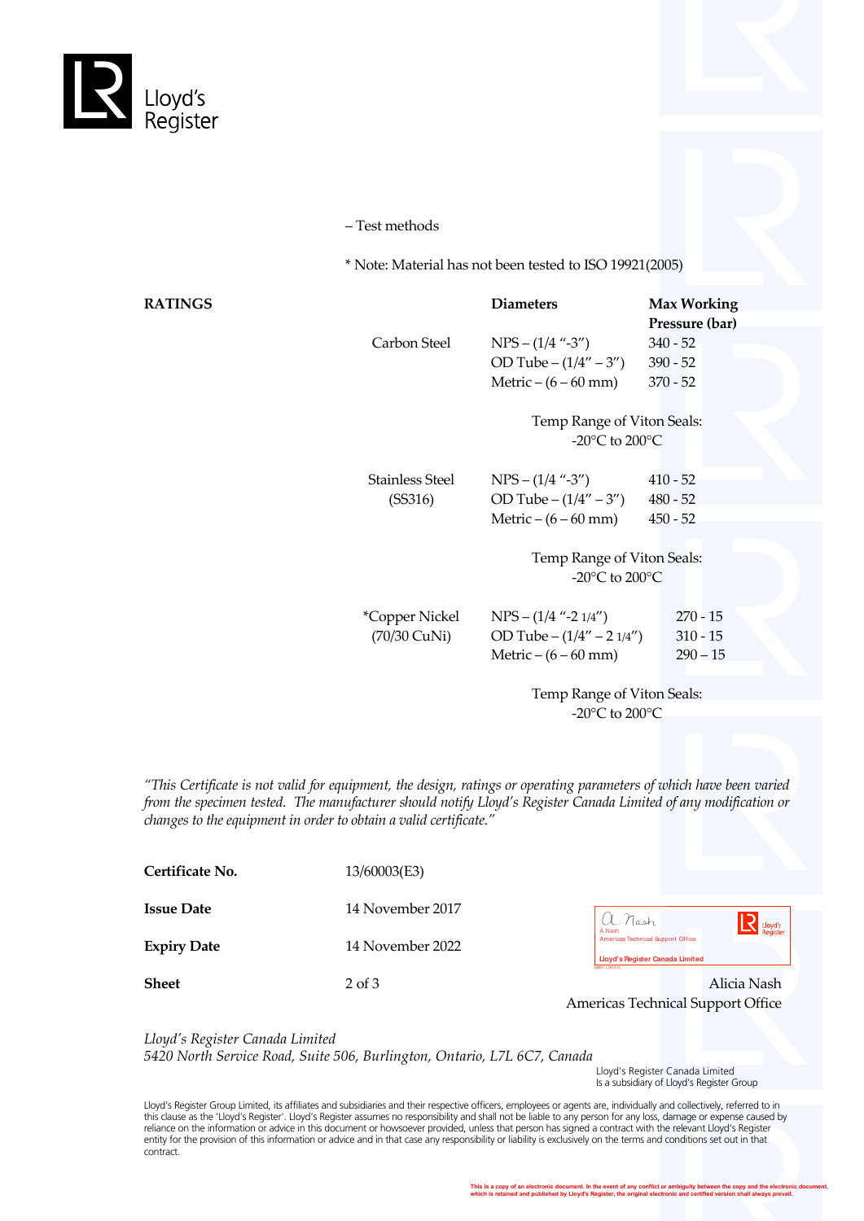– Test methods

* Note: Material has not been tested to ISO 19921(2005)

**RATINGS**

| | Diameters | Max Working Pressure (bar) |
|---|---|---|
| Carbon Steel | NPS – (1/4 "-3") | 340 - 52 |
| | OD Tube – (1/4" – 3") | 390 - 52 |
| | Metric – (6 – 60 mm) | 370 - 52 |

Temp Range of Viton Seals:
-20°C to 200°C

| | Diameters | Max Working Pressure (bar) |
|---|---|---|
| Stainless Steel (SS316) | NPS – (1/4 "-3") | 410 - 52 |
| | OD Tube – (1/4" – 3") | 480 - 52 |
| | Metric – (6 – 60 mm) | 450 - 52 |

Temp Range of Viton Seals:
-20°C to 200°C

| | Diameters | Max Working Pressure (bar) |
|---|---|---|
| *Copper Nickel (70/30 CuNi) | NPS – (1/4 "-2 1/4") | 270 - 15 |
| | OD Tube – (1/4" – 2 1/4") | 310 - 15 |
| | Metric – (6 – 60 mm) | 290 – 15 |

Temp Range of Viton Seals:
-20°C to 200°C

*"This Certificate is not valid for equipment, the design, ratings or operating parameters of which have been varied from the specimen tested. The manufacturer should notify Lloyd's Register Canada Limited of any modification or changes to the equipment in order to obtain a valid certificate."*

**Certificate No.** 13/60003(E3)

**Issue Date** 14 November 2017

**Expiry Date** 14 November 2022

**Sheet** 2 of 3

A. Nash
Americas Technical Support Office
Lloyd's Register Canada Limited

Alicia Nash
Americas Technical Support Office

*Lloyd's Register Canada Limited*
*5420 North Service Road, Suite 506, Burlington, Ontario, L7L 6C7, Canada*

Lloyd's Register Canada Limited
Is a subsidiary of Lloyd's Register Group

Lloyd's Register Group Limited, its affiliates and subsidiaries and their respective officers, employees or agents are, individually and collectively, referred to in this clause as the 'Lloyd's Register'. Lloyd's Register assumes no responsibility and shall not be liable to any person for any loss, damage or expense caused by reliance on the information or advice in this document or howsoever provided, unless that person has signed a contract with the relevant Lloyd's Register entity for the provision of this information or advice and in that case any responsibility or liability is exclusively on the terms and conditions set out in that contract.

This is a copy of an electronic document. In the event of any conflict or ambiguity between the copy and the electronic document, which is retained and published by Lloyd's Register, the original electronic and certified version shall always prevail.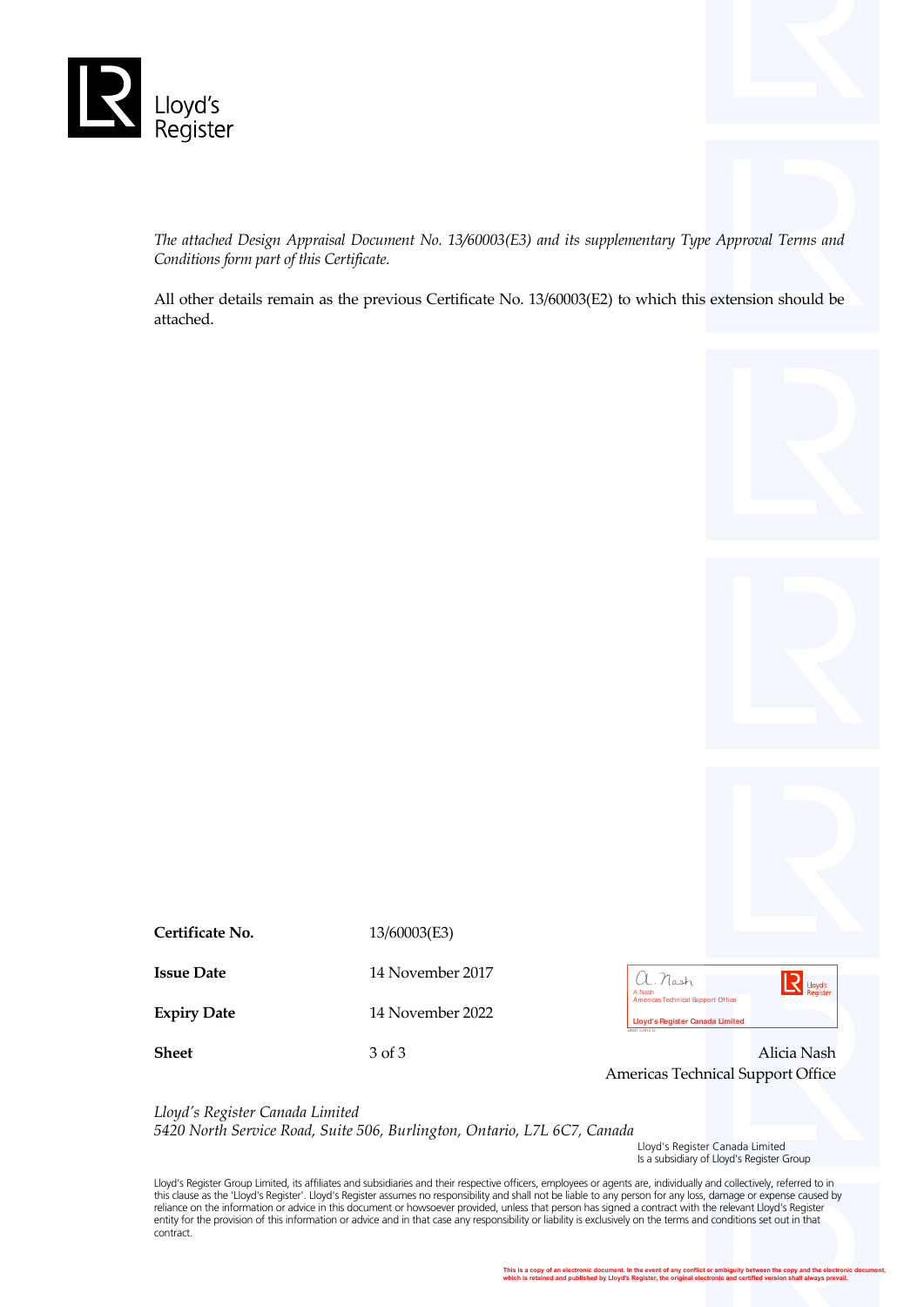Lloyd's Register

*The attached Design Appraisal Document No. 13/60003(E3) and its supplementary Type Approval Terms and Conditions form part of this Certificate.*

All other details remain as the previous Certificate No. 13/60003(E2) to which this extension should be attached.

| | |
|---|---|
| **Certificate No.** | 13/60003(E3) |
| **Issue Date** | 14 November 2017 |
| **Expiry Date** | 14 November 2022 |
| **Sheet** | 3 of 3 |

A. Nash
Americas Technical Support Office
Lloyd's Register Canada Limited

Alicia Nash
Americas Technical Support Office

*Lloyd's Register Canada Limited*
*5420 North Service Road, Suite 506, Burlington, Ontario, L7L 6C7, Canada*

Lloyd's Register Canada Limited
Is a subsidiary of Lloyd's Register Group

Lloyd's Register Group Limited, its affiliates and subsidiaries and their respective officers, employees or agents are, individually and collectively, referred to in this clause as the 'Lloyd's Register'. Lloyd's Register assumes no responsibility and shall not be liable to any person for any loss, damage or expense caused by reliance on the information or advice in this document or howsoever provided, unless that person has signed a contract with the relevant Lloyd's Register entity for the provision of this information or advice and in that case any responsibility or liability is exclusively on the terms and conditions set out in that contract.

This is a copy of an electronic document. In the event of any conflict or ambiguity between the copy and the electronic document, which is retained and published by Lloyd's Register, the original electronic and certified version shall always prevail.